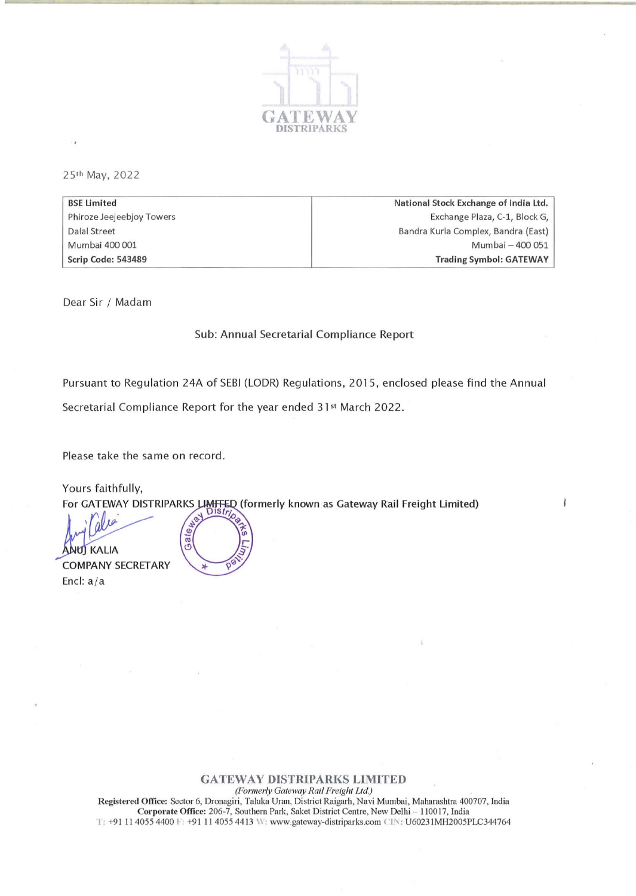GATEWAY
DISTRIPARKS

25th May, 2022

| BSE Limited<br>Phiroze Jeejeebhoy Towers<br>Dalal Street<br>Mumbai 400 001<br>**Scrip Code: 543489** | **National Stock Exchange of India Ltd.**<br>Exchange Plaza, C-1, Block G,<br>Bandra Kurla Complex, Bandra (East)<br>Mumbai – 400 051<br>**Trading Symbol: GATEWAY** |
|---|---|

Dear Sir / Madam

Sub: Annual Secretarial Compliance Report

Pursuant to Regulation 24A of SEBI (LODR) Regulations, 2015, enclosed please find the Annual Secretarial Compliance Report for the year ended 31st March 2022.

Please take the same on record.

Yours faithfully,
For GATEWAY DISTRIPARKS LIMITED (formerly known as Gateway Rail Freight Limited)

ANUJ KALIA
COMPANY SECRETARY
Encl: a/a

**GATEWAY DISTRIPARKS LIMITED**
*(Formerly Gateway Rail Freight Ltd.)*
**Registered Office:** Sector 6, Dronagiri, Taluka Uran, District Raigarh, Navi Mumbai, Maharashtra 400707, India
**Corporate Office:** 206-7, Southern Park, Saket District Centre, New Delhi – 110017, India
T: +91 11 4055 4400 F: +91 11 4055 4413 W: www.gateway-distriparks.com CIN: U60231MH2005PLC344764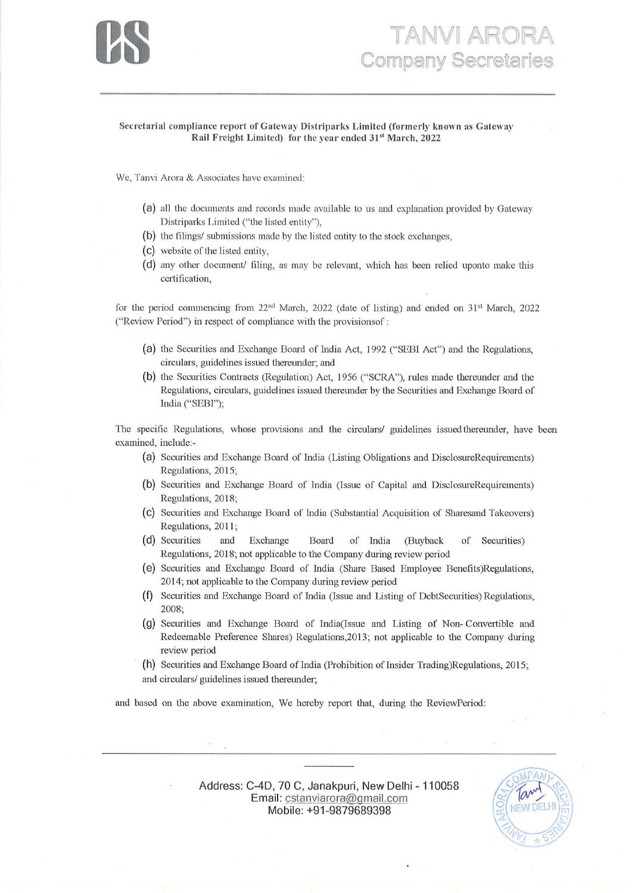**Secretarial compliance report of Gateway Distriparks Limited (formerly known as Gateway Rail Freight Limited) for the year ended 31st March, 2022**

We, Tanvi Arora & Associates have examined:

(a) all the documents and records made available to us and explanation provided by Gateway Distriparks Limited ("the listed entity"),

(b) the filings/ submissions made by the listed entity to the stock exchanges,

(c) website of the listed entity,

(d) any other document/ filing, as may be relevant, which has been relied uponto make this certification,

for the period commencing from 22nd March, 2022 (date of listing) and ended on 31st March, 2022 ("Review Period") in respect of compliance with the provisionsof :

(a) the Securities and Exchange Board of India Act, 1992 ("SEBI Act") and the Regulations, circulars, guidelines issued thereunder; and

(b) the Securities Contracts (Regulation) Act, 1956 ("SCRA"), rules made thereunder and the Regulations, circulars, guidelines issued thereunder by the Securities and Exchange Board of India ("SEBI");

The specific Regulations, whose provisions and the circulars/ guidelines issuedthereunder, have been examined, include:-

(a) Securities and Exchange Board of India (Listing Obligations and DisclosureRequirements) Regulations, 2015;

(b) Securities and Exchange Board of India (Issue of Capital and DisclosureRequirements) Regulations, 2018;

(c) Securities and Exchange Board of India (Substantial Acquisition of Sharesand Takeovers) Regulations, 2011;

(d) Securities and Exchange Board of India (Buyback of Securities) Regulations, 2018; not applicable to the Company during review period

(e) Securities and Exchange Board of India (Share Based Employee Benefits)Regulations, 2014; not applicable to the Company during review period

(f) Securities and Exchange Board of India (Issue and Listing of DebtSecurities) Regulations, 2008;

(g) Securities and Exchange Board of India(Issue and Listing of Non- Convertible and Redeemable Preference Shares) Regulations,2013; not applicable to the Company during review period

(h) Securities and Exchange Board of India (Prohibition of Insider Trading)Regulations, 2015; and circulars/ guidelines issued thereunder;

and based on the above examination, We hereby report that, during the ReviewPeriod: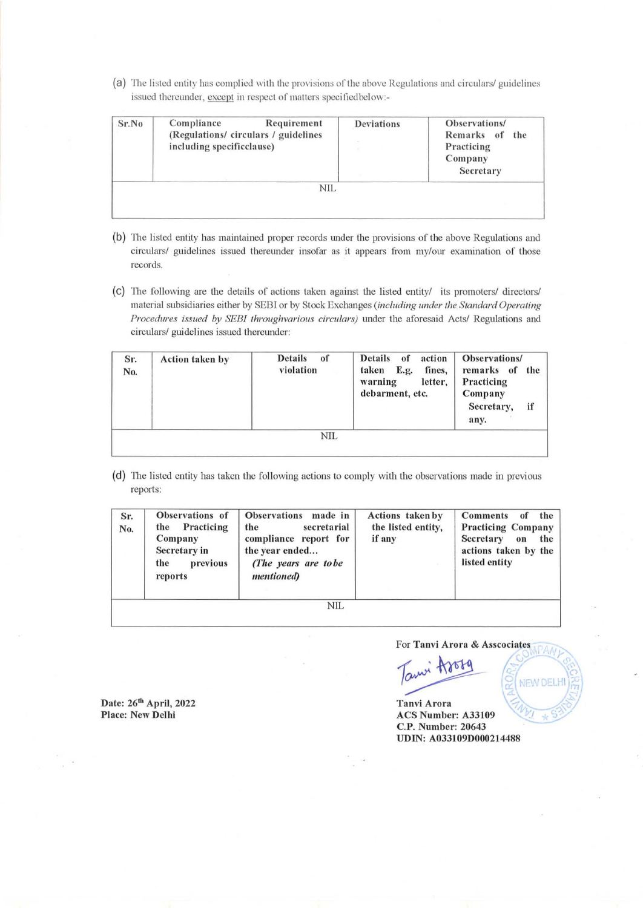(a) The listed entity has complied with the provisions of the above Regulations and circulars/ guidelines issued thereunder, except in respect of matters specifiedbelow:-

| Sr.No | Compliance Requirement (Regulations/ circulars / guidelines including specificclause) | Deviations | Observations/ Remarks of the Practicing Company Secretary |
|---|---|---|---|
| | | NIL | |

(b) The listed entity has maintained proper records under the provisions of the above Regulations and circulars/ guidelines issued thereunder insofar as it appears from my/our examination of those records.

(c) The following are the details of actions taken against the listed entity/ its promoters/ directors/ material subsidiaries either by SEBI or by Stock Exchanges (*including under the Standard Operating Procedures issued by SEBI throughvarious circulars*) under the aforesaid Acts/ Regulations and circulars/ guidelines issued thereunder:

| Sr. No. | Action taken by | Details of violation | Details of action taken E.g. fines, warning letter, debarment, etc. | Observations/ remarks of the Practicing Company Secretary, if any. |
|---|---|---|---|---|
| | | NIL | | |

(d) The listed entity has taken the following actions to comply with the observations made in previous reports:

| Sr. No. | Observations of the Practicing Company Secretary in the previous reports | Observations made in the secretarial compliance report for the year ended... (*The years are tobe mentioned*) | Actions taken by the listed entity, if any | Comments of the Practicing Company Secretary on the actions taken by the listed entity |
|---|---|---|---|---|
| | | NIL | | |

For **Tanvi Arora & Asscociates**

Tanvi Arora
ACS Number: A33109
C.P. Number: 20643
UDIN: A033109D000214488

**Date: 26th April, 2022**
**Place: New Delhi**